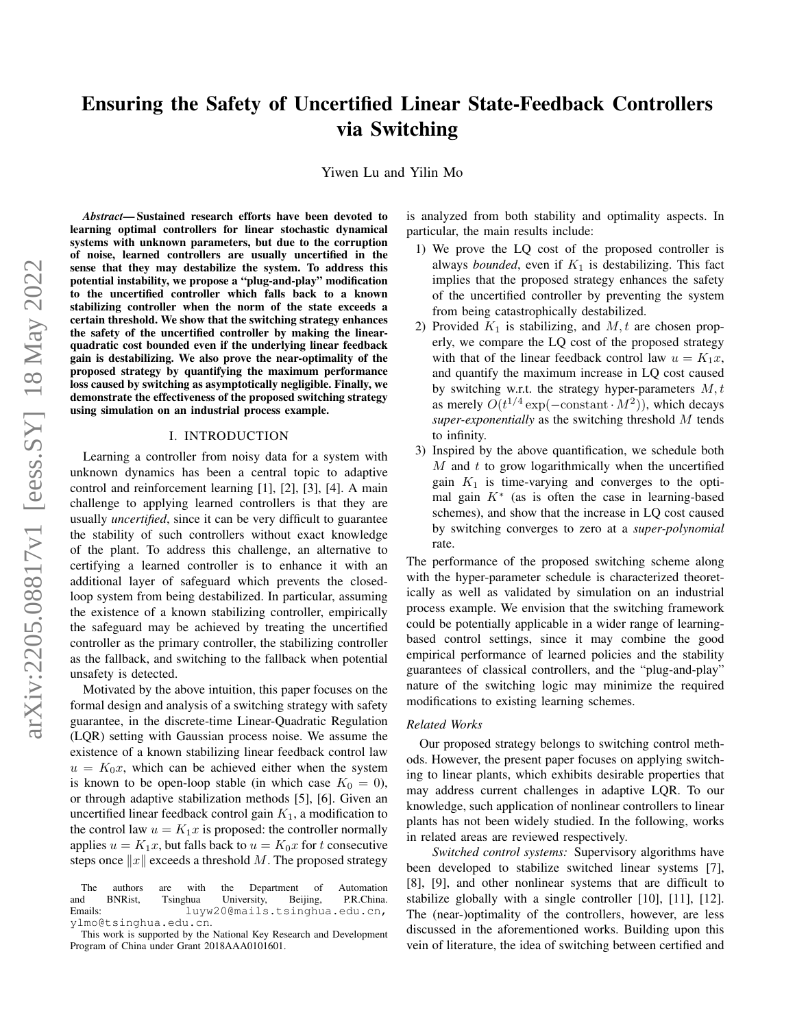# Ensuring the Safety of Uncertified Linear State-Feedback Controllers via Switching

Yiwen Lu and Yilin Mo

***Abstract*— Sustained research efforts have been devoted to learning optimal controllers for linear stochastic dynamical systems with unknown parameters, but due to the corruption of noise, learned controllers are usually uncertified in the sense that they may destabilize the system. To address this potential instability, we propose a "plug-and-play" modification to the uncertified controller which falls back to a known stabilizing controller when the norm of the state exceeds a certain threshold. We show that the switching strategy enhances the safety of the uncertified controller by making the linear-quadratic cost bounded even if the underlying linear feedback gain is destabilizing. We also prove the near-optimality of the proposed strategy by quantifying the maximum performance loss caused by switching as asymptotically negligible. Finally, we demonstrate the effectiveness of the proposed switching strategy using simulation on an industrial process example.**

## I. INTRODUCTION

Learning a controller from noisy data for a system with unknown dynamics has been a central topic to adaptive control and reinforcement learning [1], [2], [3], [4]. A main challenge to applying learned controllers is that they are usually *uncertified*, since it can be very difficult to guarantee the stability of such controllers without exact knowledge of the plant. To address this challenge, an alternative to certifying a learned controller is to enhance it with an additional layer of safeguard which prevents the closed-loop system from being destabilized. In particular, assuming the existence of a known stabilizing controller, empirically the safeguard may be achieved by treating the uncertified controller as the primary controller, the stabilizing controller as the fallback, and switching to the fallback when potential unsafety is detected.

Motivated by the above intuition, this paper focuses on the formal design and analysis of a switching strategy with safety guarantee, in the discrete-time Linear-Quadratic Regulation (LQR) setting with Gaussian process noise. We assume the existence of a known stabilizing linear feedback control law $u = K_0 x$, which can be achieved either when the system is known to be open-loop stable (in which case $K_0 = 0$), or through adaptive stabilization methods [5], [6]. Given an uncertified linear feedback control gain $K_1$, a modification to the control law $u = K_1 x$ is proposed: the controller normally applies $u = K_1 x$, but falls back to $u = K_0 x$ for $t$ consecutive steps once $\|x\|$ exceeds a threshold $M$. The proposed strategy is analyzed from both stability and optimality aspects. In particular, the main results include:

1) We prove the LQ cost of the proposed controller is always *bounded*, even if $K_1$ is destabilizing. This fact implies that the proposed strategy enhances the safety of the uncertified controller by preventing the system from being catastrophically destabilized.
2) Provided $K_1$ is stabilizing, and $M, t$ are chosen properly, we compare the LQ cost of the proposed strategy with that of the linear feedback control law $u = K_1 x$, and quantify the maximum increase in LQ cost caused by switching w.r.t. the strategy hyper-parameters $M, t$ as merely $O(t^{1/4} \exp(-\text{constant} \cdot M^2))$, which decays *super-exponentially* as the switching threshold $M$ tends to infinity.
3) Inspired by the above quantification, we schedule both $M$ and $t$ to grow logarithmically when the uncertified gain $K_1$ is time-varying and converges to the optimal gain $K^*$ (as is often the case in learning-based schemes), and show that the increase in LQ cost caused by switching converges to zero at a *super-polynomial* rate.

The performance of the proposed switching scheme along with the hyper-parameter schedule is characterized theoretically as well as validated by simulation on an industrial process example. We envision that the switching framework could be potentially applicable in a wider range of learning-based control settings, since it may combine the good empirical performance of learned policies and the stability guarantees of classical controllers, and the "plug-and-play" nature of the switching logic may minimize the required modifications to existing learning schemes.

### *Related Works*

Our proposed strategy belongs to switching control methods. However, the present paper focuses on applying switching to linear plants, which exhibits desirable properties that may address current challenges in adaptive LQR. To our knowledge, such application of nonlinear controllers to linear plants has not been widely studied. In the following, works in related areas are reviewed respectively.

*Switched control systems:* Supervisory algorithms have been developed to stabilize switched linear systems [7], [8], [9], and other nonlinear systems that are difficult to stabilize globally with a single controller [10], [11], [12]. The (near-)optimality of the controllers, however, are less discussed in the aforementioned works. Building upon this vein of literature, the idea of switching between certified and

The authors are with the Department of Automation and BNRist, Tsinghua University, Beijing, P.R.China. Emails: luyw20@mails.tsinghua.edu.cn, ylmo@tsinghua.edu.cn.

This work is supported by the National Key Research and Development Program of China under Grant 2018AAA0101601.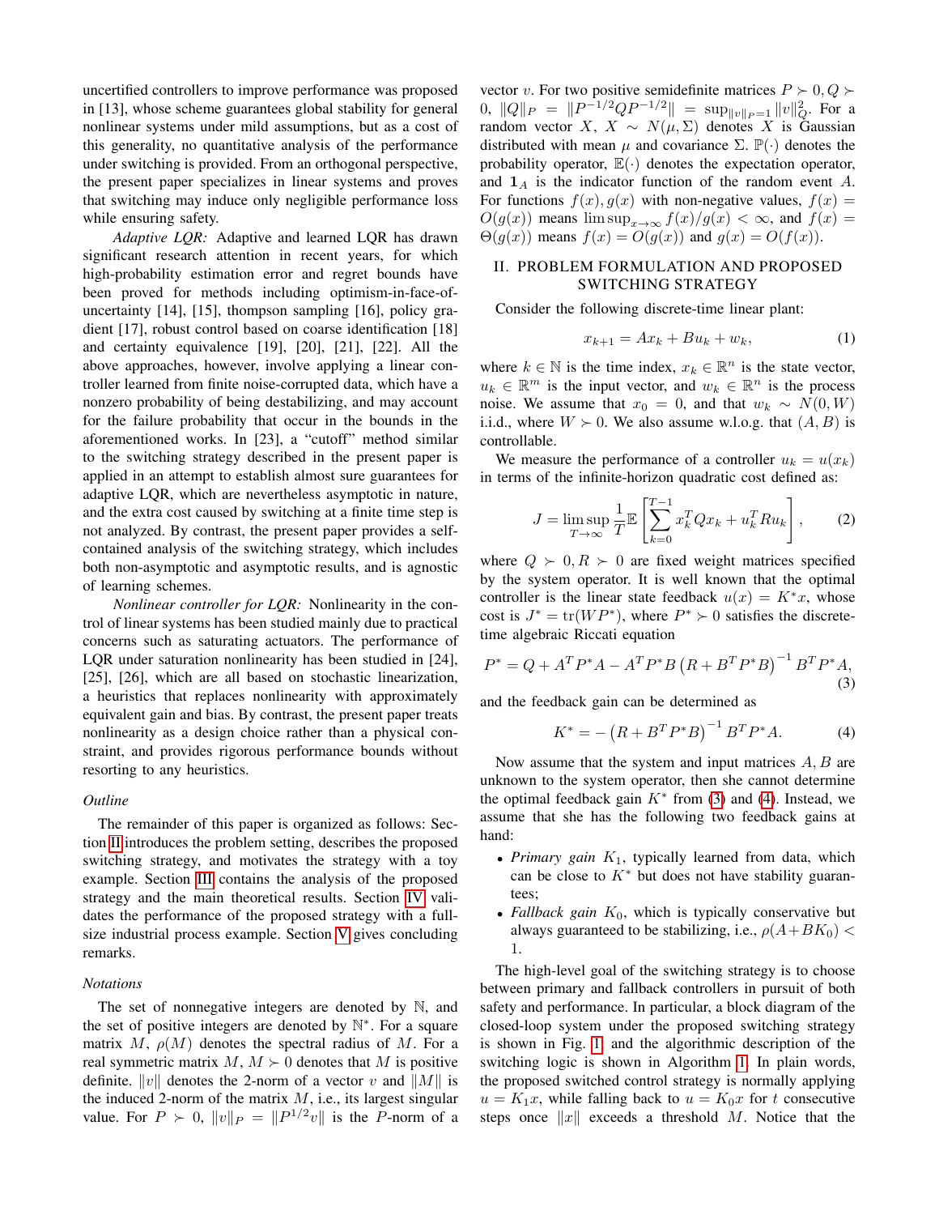uncertified controllers to improve performance was proposed in [13], whose scheme guarantees global stability for general nonlinear systems under mild assumptions, but as a cost of this generality, no quantitative analysis of the performance under switching is provided. From an orthogonal perspective, the present paper specializes in linear systems and proves that switching may induce only negligible performance loss while ensuring safety.

*Adaptive LQR:* Adaptive and learned LQR has drawn significant research attention in recent years, for which high-probability estimation error and regret bounds have been proved for methods including optimism-in-face-of-uncertainty [14], [15], thompson sampling [16], policy gradient [17], robust control based on coarse identification [18] and certainty equivalence [19], [20], [21], [22]. All the above approaches, however, involve applying a linear controller learned from finite noise-corrupted data, which have a nonzero probability of being destabilizing, and may account for the failure probability that occur in the bounds in the aforementioned works. In [23], a "cutoff" method similar to the switching strategy described in the present paper is applied in an attempt to establish almost sure guarantees for adaptive LQR, which are nevertheless asymptotic in nature, and the extra cost caused by switching at a finite time step is not analyzed. By contrast, the present paper provides a self-contained analysis of the switching strategy, which includes both non-asymptotic and asymptotic results, and is agnostic of learning schemes.

*Nonlinear controller for LQR:* Nonlinearity in the control of linear systems has been studied mainly due to practical concerns such as saturating actuators. The performance of LQR under saturation nonlinearity has been studied in [24], [25], [26], which are all based on stochastic linearization, a heuristics that replaces nonlinearity with approximately equivalent gain and bias. By contrast, the present paper treats nonlinearity as a design choice rather than a physical constraint, and provides rigorous performance bounds without resorting to any heuristics.

### *Outline*

The remainder of this paper is organized as follows: Section II introduces the problem setting, describes the proposed switching strategy, and motivates the strategy with a toy example. Section III contains the analysis of the proposed strategy and the main theoretical results. Section IV validates the performance of the proposed strategy with a full-size industrial process example. Section V gives concluding remarks.

### *Notations*

The set of nonnegative integers are denoted by $\mathbb{N}$, and the set of positive integers are denoted by $\mathbb{N}^*$. For a square matrix $M$, $\rho(M)$ denotes the spectral radius of $M$. For a real symmetric matrix $M$, $M \succ 0$ denotes that $M$ is positive definite. $\|v\|$ denotes the 2-norm of a vector $v$ and $\|M\|$ is the induced 2-norm of the matrix $M$, i.e., its largest singular value. For $P \succ 0$, $\|v\|_P = \|P^{1/2}v\|$ is the $P$-norm of a vector $v$. For two positive semidefinite matrices $P \succ 0, Q \succ 0$, $\|Q\|_P = \|P^{-1/2}QP^{-1/2}\| = \sup_{\|v\|_P=1}\|v\|_Q^2$. For a random vector $X$, $X \sim N(\mu, \Sigma)$ denotes $X$ is Gaussian distributed with mean $\mu$ and covariance $\Sigma$. $\mathbb{P}(\cdot)$ denotes the probability operator, $\mathbb{E}(\cdot)$ denotes the expectation operator, and $\mathbf{1}_A$ is the indicator function of the random event $A$. For functions $f(x), g(x)$ with non-negative values, $f(x) = O(g(x))$ means $\limsup_{x\to\infty} f(x)/g(x) < \infty$, and $f(x) = \Theta(g(x))$ means $f(x) = O(g(x))$ and $g(x) = O(f(x))$.

## II. PROBLEM FORMULATION AND PROPOSED SWITCHING STRATEGY

Consider the following discrete-time linear plant:

$$x_{k+1} = Ax_k + Bu_k + w_k, \tag{1}$$

where $k \in \mathbb{N}$ is the time index, $x_k \in \mathbb{R}^n$ is the state vector, $u_k \in \mathbb{R}^m$ is the input vector, and $w_k \in \mathbb{R}^n$ is the process noise. We assume that $x_0 = 0$, and that $w_k \sim N(0, W)$ i.i.d., where $W \succ 0$. We also assume w.l.o.g. that $(A, B)$ is controllable.

We measure the performance of a controller $u_k = u(x_k)$ in terms of the infinite-horizon quadratic cost defined as:

$$J = \limsup_{T\to\infty} \frac{1}{T}\mathbb{E}\left[\sum_{k=0}^{T-1} x_k^T Q x_k + u_k^T R u_k\right], \tag{2}$$

where $Q \succ 0, R \succ 0$ are fixed weight matrices specified by the system operator. It is well known that the optimal controller is the linear state feedback $u(x) = K^* x$, whose cost is $J^* = \mathrm{tr}(WP^*)$, where $P^* \succ 0$ satisfies the discrete-time algebraic Riccati equation

$$P^* = Q + A^T P^* A - A^T P^* B \left(R + B^T P^* B\right)^{-1} B^T P^* A, \tag{3}$$

and the feedback gain can be determined as

$$K^* = -\left(R + B^T P^* B\right)^{-1} B^T P^* A. \tag{4}$$

Now assume that the system and input matrices $A, B$ are unknown to the system operator, then she cannot determine the optimal feedback gain $K^*$ from (3) and (4). Instead, we assume that she has the following two feedback gains at hand:

- *Primary gain* $K_1$, typically learned from data, which can be close to $K^*$ but does not have stability guarantees;
- *Fallback gain* $K_0$, which is typically conservative but always guaranteed to be stabilizing, i.e., $\rho(A+BK_0) < 1$.

The high-level goal of the switching strategy is to choose between primary and fallback controllers in pursuit of both safety and performance. In particular, a block diagram of the closed-loop system under the proposed switching strategy is shown in Fig. 1, and the algorithmic description of the switching logic is shown in Algorithm 1. In plain words, the proposed switched control strategy is normally applying $u = K_1 x$, while falling back to $u = K_0 x$ for $t$ consecutive steps once $\|x\|$ exceeds a threshold $M$. Notice that the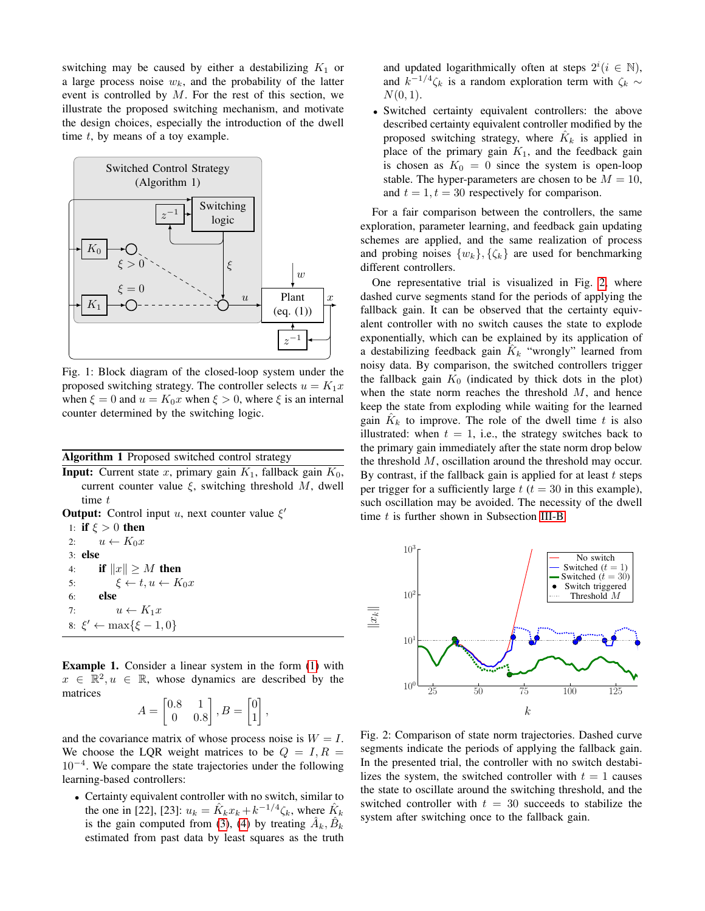switching may be caused by either a destabilizing $K_1$ or a large process noise $w_k$, and the probability of the latter event is controlled by $M$. For the rest of this section, we illustrate the proposed switching mechanism, and motivate the design choices, especially the introduction of the dwell time $t$, by means of a toy example.

Fig. 1: Block diagram of the closed-loop system under the proposed switching strategy. The controller selects $u = K_1 x$ when $\xi = 0$ and $u = K_0 x$ when $\xi > 0$, where $\xi$ is an internal counter determined by the switching logic.

**Algorithm 1** Proposed switched control strategy

**Input:** Current state $x$, primary gain $K_1$, fallback gain $K_0$, current counter value $\xi$, switching threshold $M$, dwell time $t$

**Output:** Control input $u$, next counter value $\xi'$

```
1: if ξ > 0 then
2:     u ← K_0 x
3: else
4:     if ||x|| ≥ M then
5:         ξ ← t, u ← K_0 x
6:     else
7:         u ← K_1 x
8: ξ' ← max{ξ − 1, 0}
```

**Example 1.** Consider a linear system in the form (1) with $x \in \mathbb{R}^2, u \in \mathbb{R}$, whose dynamics are described by the matrices

$$A = \begin{bmatrix} 0.8 & 1 \\ 0 & 0.8 \end{bmatrix}, B = \begin{bmatrix} 0 \\ 1 \end{bmatrix},$$

and the covariance matrix of whose process noise is $W = I$. We choose the LQR weight matrices to be $Q = I, R = 10^{-4}$. We compare the state trajectories under the following learning-based controllers:

- Certainty equivalent controller with no switch, similar to the one in [22], [23]: $u_k = \hat{K}_k x_k + k^{-1/4}\zeta_k$, where $\hat{K}_k$ is the gain computed from (3), (4) by treating $\hat{A}_k, \hat{B}_k$ estimated from past data by least squares as the truth and updated logarithmically often at steps $2^i (i \in \mathbb{N})$, and $k^{-1/4}\zeta_k$ is a random exploration term with $\zeta_k \sim N(0, 1)$.
- Switched certainty equivalent controllers: the above described certainty equivalent controller modified by the proposed switching strategy, where $\hat{K}_k$ is applied in place of the primary gain $K_1$, and the feedback gain is chosen as $K_0 = 0$ since the system is open-loop stable. The hyper-parameters are chosen to be $M = 10$, and $t = 1, t = 30$ respectively for comparison.

For a fair comparison between the controllers, the same exploration, parameter learning, and feedback gain updating schemes are applied, and the same realization of process and probing noises $\{w_k\}, \{\zeta_k\}$ are used for benchmarking different controllers.

One representative trial is visualized in Fig. 2, where dashed curve segments stand for the periods of applying the fallback gain. It can be observed that the certainty equivalent controller with no switch causes the state to explode exponentially, which can be explained by its application of a destabilizing feedback gain $\hat{K}_k$ "wrongly" learned from noisy data. By comparison, the switched controllers trigger the fallback gain $K_0$ (indicated by thick dots in the plot) when the state norm reaches the threshold $M$, and hence keep the state from exploding while waiting for the learned gain $\hat{K}_k$ to improve. The role of the dwell time $t$ is also illustrated: when $t = 1$, i.e., the strategy switches back to the primary gain immediately after the state norm drop below the threshold $M$, oscillation around the threshold may occur. By contrast, if the fallback gain is applied for at least $t$ steps per trigger for a sufficiently large $t$ ($t = 30$ in this example), such oscillation may be avoided. The necessity of the dwell time $t$ is further shown in Subsection III-B.

Fig. 2: Comparison of state norm trajectories. Dashed curve segments indicate the periods of applying the fallback gain. In the presented trial, the controller with no switch destabilizes the system, the switched controller with $t = 1$ causes the state to oscillate around the switching threshold, and the switched controller with $t = 30$ succeeds to stabilize the system after switching once to the fallback gain.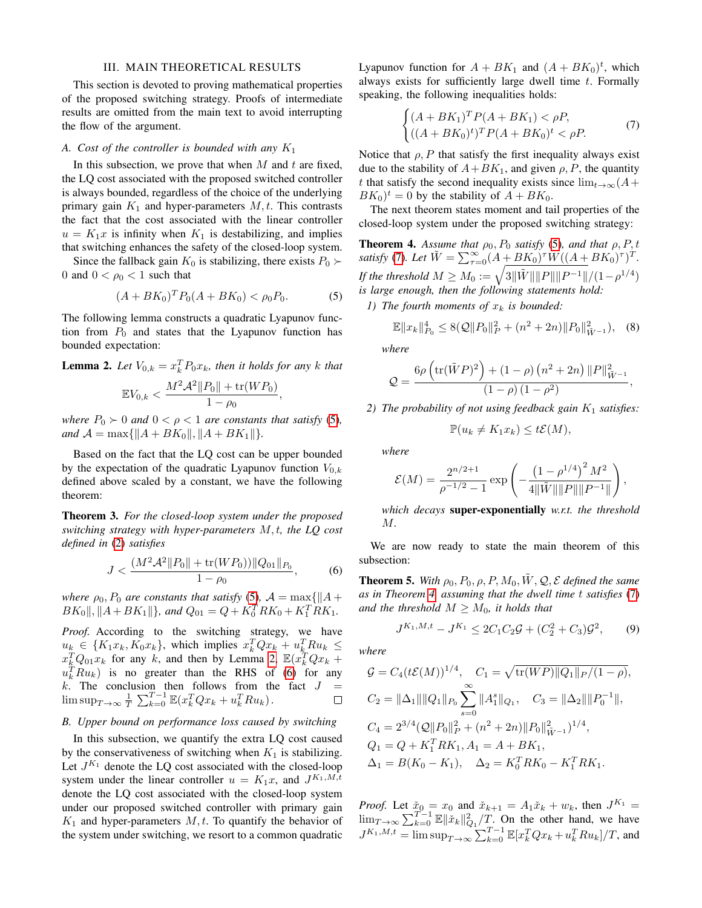## III. Main Theoretical Results

This section is devoted to proving mathematical properties of the proposed switching strategy. Proofs of intermediate results are omitted from the main text to avoid interrupting the flow of the argument.

### A. Cost of the controller is bounded with any $K_1$

In this subsection, we prove that when $M$ and $t$ are fixed, the LQ cost associated with the proposed switched controller is always bounded, regardless of the choice of the underlying primary gain $K_1$ and hyper-parameters $M, t$. This contrasts the fact that the cost associated with the linear controller $u = K_1 x$ is infinity when $K_1$ is destabilizing, and implies that switching enhances the safety of the closed-loop system.

Since the fallback gain $K_0$ is stabilizing, there exists $P_0 \succ 0$ and $0 < \rho_0 < 1$ such that

$$(A + BK_0)^T P_0 (A + BK_0) < \rho_0 P_0. \tag{5}$$

The following lemma constructs a quadratic Lyapunov function from $P_0$ and states that the Lyapunov function has bounded expectation:

**Lemma 2.** *Let $V_{0,k} = x_k^T P_0 x_k$, then it holds for any $k$ that*

$$\mathbb{E} V_{0,k} < \frac{M^2 \mathcal{A}^2 \|P_0\| + \operatorname{tr}(W P_0)}{1 - \rho_0},$$

*where $P_0 \succ 0$ and $0 < \rho < 1$ are constants that satisfy (5), and $\mathcal{A} = \max\{\|A + BK_0\|, \|A + BK_1\|\}$.*

Based on the fact that the LQ cost can be upper bounded by the expectation of the quadratic Lyapunov function $V_{0,k}$ defined above scaled by a constant, we have the following theorem:

**Theorem 3.** *For the closed-loop system under the proposed switching strategy with hyper-parameters $M, t$, the LQ cost defined in (2) satisfies*

$$J < \frac{(M^2 \mathcal{A}^2 \|P_0\| + \operatorname{tr}(W P_0)) \|Q_{01}\|_{P_0}}{1 - \rho_0}, \tag{6}$$

*where $\rho_0, P_0$ are constants that satisfy (5), $\mathcal{A} = \max\{\|A + BK_0\|, \|A + BK_1\|\}$, and $Q_{01} = Q + K_0^T R K_0 + K_1^T R K_1$.*

*Proof.* According to the switching strategy, we have $u_k \in \{K_1 x_k, K_0 x_k\}$, which implies $x_k^T Q x_k + u_k^T R u_k \le x_k^T Q_{01} x_k$ for any $k$, and then by Lemma 2, $\mathbb{E}(x_k^T Q x_k + u_k^T R u_k)$ is no greater than the RHS of (6) for any $k$. The conclusion then follows from the fact $J = \limsup_{T \to \infty} \frac{1}{T} \sum_{k=0}^{T-1} \mathbb{E}(x_k^T Q x_k + u_k^T R u_k)$. $\square$

### B. Upper bound on performance loss caused by switching

In this subsection, we quantify the extra LQ cost caused by the conservativeness of switching when $K_1$ is stabilizing. Let $J^{K_1}$ denote the LQ cost associated with the closed-loop system under the linear controller $u = K_1 x$, and $J^{K_1, M, t}$ denote the LQ cost associated with the closed-loop system under our proposed switched controller with primary gain $K_1$ and hyper-parameters $M, t$. To quantify the behavior of the system under switching, we resort to a common quadratic Lyapunov function for $A + BK_1$ and $(A + BK_0)^t$, which always exists for sufficiently large dwell time $t$. Formally speaking, the following inequalities holds:

$$\begin{cases} (A + BK_1)^T P (A + BK_1) < \rho P, \\ ((A + BK_0)^t)^T P (A + BK_0)^t < \rho P. \end{cases} \tag{7}$$

Notice that $\rho, P$ that satisfy the first inequality always exist due to the stability of $A + BK_1$, and given $\rho, P$, the quantity $t$ that satisfy the second inequality exists since $\lim_{t \to \infty} (A + BK_0)^t = 0$ by the stability of $A + BK_0$.

The next theorem states moment and tail properties of the closed-loop system under the proposed switching strategy:

**Theorem 4.** *Assume that $\rho_0, P_0$ satisfy (5), and that $\rho, P, t$ satisfy (7). Let $\tilde{W} = \sum_{\tau=0}^{\infty} (A + BK_0)^\tau W ((A + BK_0)^\tau)^T$. If the threshold $M \ge M_0 := \sqrt{3 \|\tilde{W}\| \|P\| \|P^{-1}\| / (1 - \rho^{1/4})}$ is large enough, then the following statements hold:*

1) *The fourth moments of $x_k$ is bounded:*

$$\mathbb{E} \|x_k\|_{P_0}^4 \le 8 (\mathcal{Q} \|P_0\|_P^2 + (n^2 + 2n) \|P_0\|_{\tilde{W}^{-1}}^2), \tag{8}$$

*where*

$$\mathcal{Q} = \frac{6\rho \left( \operatorname{tr}(\tilde{W} P)^2 \right) + (1 - \rho) \left( n^2 + 2n \right) \|P\|_{\tilde{W}^{-1}}^2}{(1 - \rho)(1 - \rho^2)},$$

2) *The probability of not using feedback gain $K_1$ satisfies:*

$$\mathbb{P}(u_k \ne K_1 x_k) \le t \mathcal{E}(M),$$

*where*

$$\mathcal{E}(M) = \frac{2^{n/2+1}}{\rho^{-1/2} - 1} \exp\left( -\frac{\left(1 - \rho^{1/4}\right)^2 M^2}{4 \|\tilde{W}\| \|P\| \|P^{-1}\|} \right),$$

*which decays* **super-exponentially** *w.r.t. the threshold $M$.*

We are now ready to state the main theorem of this subsection:

**Theorem 5.** *With $\rho_0, P_0, \rho, P, M_0, \tilde{W}, \mathcal{Q}, \mathcal{E}$ defined the same as in Theorem 4, assuming that the dwell time $t$ satisfies (7) and the threshold $M \ge M_0$, it holds that*

$$J^{K_1, M, t} - J^{K_1} \le 2 C_1 C_2 \mathcal{G} + (C_2^2 + C_3) \mathcal{G}^2, \tag{9}$$

*where*

$$\mathcal{G} = C_4 (t \mathcal{E}(M))^{1/4}, \quad C_1 = \sqrt{\operatorname{tr}(WP) \|Q_1\|_P / (1 - \rho)},$$

$$C_2 = \|\Delta_1\| \|Q_1\|_{P_0} \sum_{s=0}^{\infty} \|A_1^s\|_{Q_1}, \quad C_3 = \|\Delta_2\| \|P_0^{-1}\|,$$

$$C_4 = 2^{3/4} (\mathcal{Q} \|P_0\|_P^2 + (n^2 + 2n) \|P_0\|_{\tilde{W}^{-1}}^2)^{1/4},$$

$$Q_1 = Q + K_1^T R K_1, A_1 = A + BK_1,$$

$$\Delta_1 = B(K_0 - K_1), \quad \Delta_2 = K_0^T R K_0 - K_1^T R K_1.$$

*Proof.* Let $\check{x}_0 = x_0$ and $\check{x}_{k+1} = A_1 \check{x}_k + w_k$, then $J^{K_1} = \lim_{T \to \infty} \sum_{k=0}^{T-1} \mathbb{E} \|\check{x}_k\|_{Q_1}^2 / T$. On the other hand, we have $J^{K_1, M, t} = \limsup_{T \to \infty} \sum_{k=0}^{T-1} \mathbb{E}[x_k^T Q x_k + u_k^T R u_k] / T$, and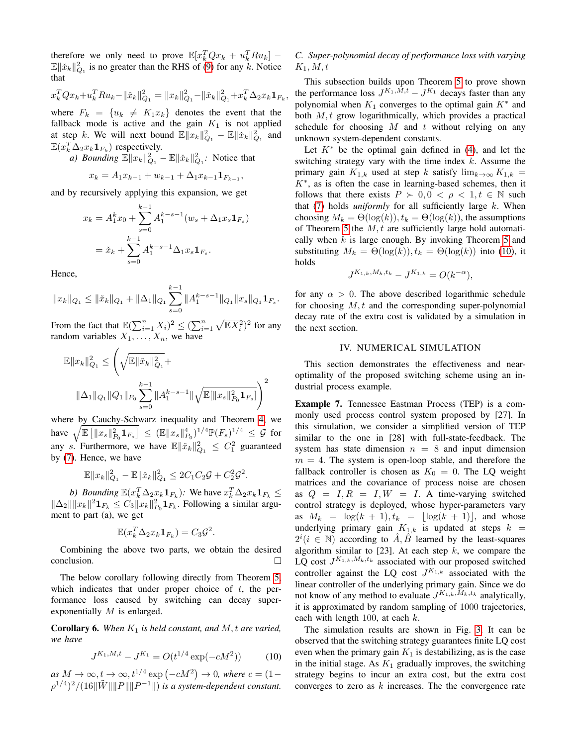therefore we only need to prove $\mathbb{E}[x_k^T Q x_k + u_k^T R u_k] - \mathbb{E}\|\check{x}_k\|_{Q_1}^2$ is no greater than the RHS of (9) for any $k$. Notice that

$$x_k^T Q x_k + u_k^T R u_k - \|\check{x}_k\|_{Q_1}^2 = \|x_k\|_{Q_1}^2 - \|\check{x}_k\|_{Q_1}^2 + x_k^T \Delta_2 x_k \mathbf{1}_{F_k},$$

where $F_k = \{u_k \neq K_1 x_k\}$ denotes the event that the fallback mode is active and the gain $K_1$ is not applied at step $k$. We will next bound $\mathbb{E}\|x_k\|_{Q_1}^2 - \mathbb{E}\|\check{x}_k\|_{Q_1}^2$ and $\mathbb{E}(x_k^T \Delta_2 x_k \mathbf{1}_{F_k})$ respectively.

*a) Bounding $\mathbb{E}\|x_k\|_{Q_1}^2 - \mathbb{E}\|\check{x}_k\|_{Q_1}^2$:* Notice that

$$x_k = A_1 x_{k-1} + w_{k-1} + \Delta_1 x_{k-1} \mathbf{1}_{F_{k-1}},$$

and by recursively applying this expansion, we get

$$\begin{aligned} x_k &= A_1^k x_0 + \sum_{s=0}^{k-1} A_1^{k-s-1}(w_s + \Delta_1 x_s \mathbf{1}_{F_s}) \\ &= \check{x}_k + \sum_{s=0}^{k-1} A_1^{k-s-1} \Delta_1 x_s \mathbf{1}_{F_s}. \end{aligned}$$

Hence,

$$\|x_k\|_{Q_1} \leq \|\check{x}_k\|_{Q_1} + \|\Delta_1\|_{Q_1} \sum_{s=0}^{k-1} \|A_1^{k-s-1}\|_{Q_1} \|x_s\|_{Q_1} \mathbf{1}_{F_s}.$$

From the fact that $\mathbb{E}(\sum_{i=1}^n X_i)^2 \leq (\sum_{i=1}^n \sqrt{\mathbb{E}X_i^2})^2$ for any random variables $X_1, \ldots, X_n$, we have

$$\mathbb{E}\|x_k\|_{Q_1}^2 \leq \left( \sqrt{\mathbb{E}\|\check{x}_k\|_{Q_1}^2} + \|\Delta_1\|_{Q_1} \|Q_1\|_{P_0} \sum_{s=0}^{k-1} \|A_1^{k-s-1}\| \sqrt{\mathbb{E}[\|x_s\|_{P_0}^2 \mathbf{1}_{F_s}]} \right)^2$$

where by Cauchy-Schwarz inequality and Theorem 4, we have $\sqrt{\mathbb{E}\left[\|x_s\|_{P_0}^2 \mathbf{1}_{F_s}\right]} \leq (\mathbb{E}\|x_s\|_{P_0}^4)^{1/4} \mathbb{P}(F_s)^{1/4} \leq \mathcal{G}$ for any $s$. Furthermore, we have $\mathbb{E}\|\check{x}_k\|_{Q_1}^2 \leq C_1^2$ guaranteed by (7). Hence, we have

$$\mathbb{E}\|x_k\|_{Q_1}^2 - \mathbb{E}\|\check{x}_k\|_{Q_1}^2 \leq 2C_1 C_2 \mathcal{G} + C_2^2 \mathcal{G}^2.$$

*b) Bounding $\mathbb{E}(x_k^T \Delta_2 x_k \mathbf{1}_{F_k})$:* We have $x_k^T \Delta_2 x_k \mathbf{1}_{F_k} \leq \|\Delta_2\| \|x_k\|^2 \mathbf{1}_{F_k} \leq C_3 \|x_k\|_{P_0}^2 \mathbf{1}_{F_k}$. Following a similar argument to part (a), we get

$$\mathbb{E}(x_k^T \Delta_2 x_k \mathbf{1}_{F_k}) = C_3 \mathcal{G}^2.$$

Combining the above two parts, we obtain the desired conclusion. □

The below corollary following directly from Theorem 5, which indicates that under proper choice of $t$, the performance loss caused by switching can decay super-exponentially $M$ is enlarged.

**Corollary 6.** *When $K_1$ is held constant, and $M, t$ are varied, we have*

$$J^{K_1, M, t} - J^{K_1} = O(t^{1/4} \exp(-cM^2)) \tag{10}$$

*as $M \to \infty, t \to \infty, t^{1/4} \exp\left(-cM^2\right) \to 0$, where $c = (1 - \rho^{1/4})^2 / (16\|\tilde{W}\| \|P\| \|P^{-1}\|)$ is a system-dependent constant.*

### C. Super-polynomial decay of performance loss with varying $K_1, M, t$

This subsection builds upon Theorem 5 to prove shown the performance loss $J^{K_1,M,t} - J^{K_1}$ decays faster than any polynomial when $K_1$ converges to the optimal gain $K^*$ and both $M, t$ grow logarithmically, which provides a practical schedule for choosing $M$ and $t$ without relying on any unknown system-dependent constants.

Let $K^*$ be the optimal gain defined in (4), and let the switching strategy vary with the time index $k$. Assume the primary gain $K_{1,k}$ used at step $k$ satisfy $\lim_{k\to\infty} K_{1,k} = K^*$, as is often the case in learning-based schemes, then it follows that there exists $P \succ 0, 0 < \rho < 1, t \in \mathbb{N}$ such that (7) holds *uniformly* for all sufficiently large $k$. When choosing $M_k = \Theta(\log(k)), t_k = \Theta(\log(k))$, the assumptions of Theorem 5 the $M, t$ are sufficiently large hold automatically when $k$ is large enough. By invoking Theorem 5 and substituting $M_k = \Theta(\log(k)), t_k = \Theta(\log(k))$ into (10), it holds

$$J^{K_{1,k}, M_k, t_k} - J^{K_{1,k}} = O(k^{-\alpha}),$$

for any $\alpha > 0$. The above described logarithmic schedule for choosing $M, t$ and the corresponding super-polynomial decay rate of the extra cost is validated by a simulation in the next section.

## IV. NUMERICAL SIMULATION

This section demonstrates the effectiveness and near-optimality of the proposed switching scheme using an industrial process example.

**Example 7.** Tennessee Eastman Process (TEP) is a commonly used process control system proposed by [27]. In this simulation, we consider a simplified version of TEP similar to the one in [28] with full-state-feedback. The system has state dimension $n = 8$ and input dimension $m = 4$. The system is open-loop stable, and therefore the fallback controller is chosen as $K_0 = 0$. The LQ weight matrices and the covariance of process noise are chosen as $Q = I, R = I, W = I$. A time-varying switched control strategy is deployed, whose hyper-parameters vary as $M_k = \log(k+1), t_k = \lfloor \log(k+1) \rfloor$, and whose underlying primary gain $K_{1,k}$ is updated at steps $k = 2^i (i \in \mathbb{N})$ according to $\hat{A}, \hat{B}$ learned by the least-squares algorithm similar to [23]. At each step $k$, we compare the LQ cost $J^{K_{1,k}, M_k, t_k}$ associated with our proposed switched controller against the LQ cost $J^{K_{1,k}}$ associated with the linear controller of the underlying primary gain. Since we do not know of any method to evaluate $J^{K_{1,k}, M_k, t_k}$ analytically, it is approximated by random sampling of 1000 trajectories, each with length 100, at each $k$.

The simulation results are shown in Fig. 3. It can be observed that the switching strategy guarantees finite LQ cost even when the primary gain $K_1$ is destabilizing, as is the case in the initial stage. As $K_1$ gradually improves, the switching strategy begins to incur an extra cost, but the extra cost converges to zero as $k$ increases. The the convergence rate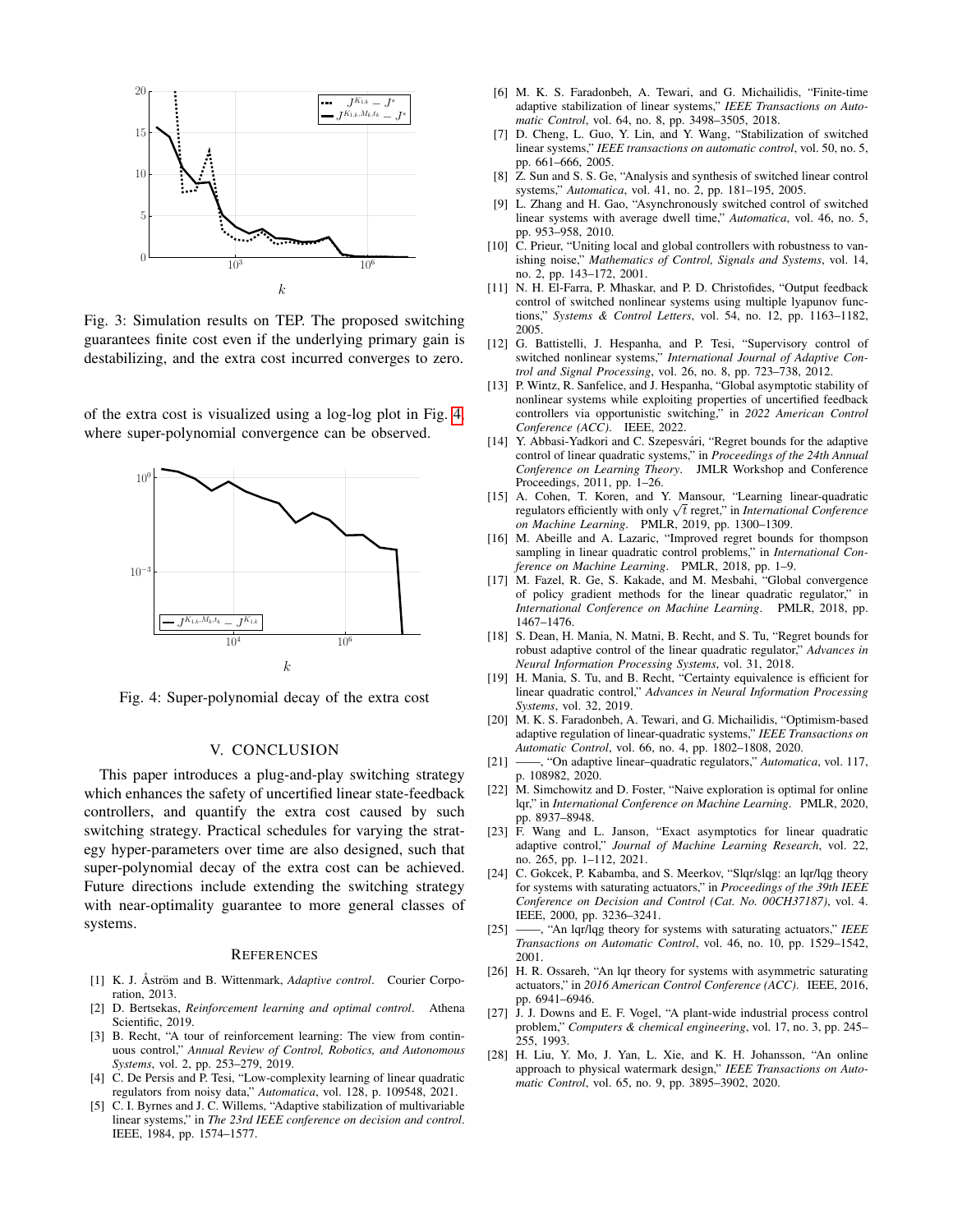20

15

10

5

0

$10^3$

$10^6$

$k$

$J^{K_{1,k}} - J^*$

$J^{K_{1,k}, M_k, t_k} - J^*$

Fig. 3: Simulation results on TEP. The proposed switching guarantees finite cost even if the underlying primary gain is destabilizing, and the extra cost incurred converges to zero.

of the extra cost is visualized using a log-log plot in Fig. 4, where super-polynomial convergence can be observed.

$10^0$

$10^{-3}$

$10^4$

$10^6$

$k$

$J^{K_{1,k}, M_k, t_k} - J^{K_{1,k}}$

Fig. 4: Super-polynomial decay of the extra cost

## V. CONCLUSION

This paper introduces a plug-and-play switching strategy which enhances the safety of uncertified linear state-feedback controllers, and quantify the extra cost caused by such switching strategy. Practical schedules for varying the strategy hyper-parameters over time are also designed, such that super-polynomial decay of the extra cost can be achieved. Future directions include extending the switching strategy with near-optimality guarantee to more general classes of systems.

## REFERENCES

[1] K. J. Åström and B. Wittenmark, *Adaptive control*. Courier Corporation, 2013.

[2] D. Bertsekas, *Reinforcement learning and optimal control*. Athena Scientific, 2019.

[3] B. Recht, "A tour of reinforcement learning: The view from continuous control," *Annual Review of Control, Robotics, and Autonomous Systems*, vol. 2, pp. 253–279, 2019.

[4] C. De Persis and P. Tesi, "Low-complexity learning of linear quadratic regulators from noisy data," *Automatica*, vol. 128, p. 109548, 2021.

[5] C. I. Byrnes and J. C. Willems, "Adaptive stabilization of multivariable linear systems," in *The 23rd IEEE conference on decision and control*. IEEE, 1984, pp. 1574–1577.

[6] M. K. S. Faradonbeh, A. Tewari, and G. Michailidis, "Finite-time adaptive stabilization of linear systems," *IEEE Transactions on Automatic Control*, vol. 64, no. 8, pp. 3498–3505, 2018.

[7] D. Cheng, L. Guo, Y. Lin, and Y. Wang, "Stabilization of switched linear systems," *IEEE transactions on automatic control*, vol. 50, no. 5, pp. 661–666, 2005.

[8] Z. Sun and S. S. Ge, "Analysis and synthesis of switched linear control systems," *Automatica*, vol. 41, no. 2, pp. 181–195, 2005.

[9] L. Zhang and H. Gao, "Asynchronously switched control of switched linear systems with average dwell time," *Automatica*, vol. 46, no. 5, pp. 953–958, 2010.

[10] C. Prieur, "Uniting local and global controllers with robustness to vanishing noise," *Mathematics of Control, Signals and Systems*, vol. 14, no. 2, pp. 143–172, 2001.

[11] N. H. El-Farra, P. Mhaskar, and P. D. Christofides, "Output feedback control of switched nonlinear systems using multiple lyapunov functions," *Systems & Control Letters*, vol. 54, no. 12, pp. 1163–1182, 2005.

[12] G. Battistelli, J. Hespanha, and P. Tesi, "Supervisory control of switched nonlinear systems," *International Journal of Adaptive Control and Signal Processing*, vol. 26, no. 8, pp. 723–738, 2012.

[13] P. Wintz, R. Sanfelice, and J. Hespanha, "Global asymptotic stability of nonlinear systems while exploiting properties of uncertified feedback controllers via opportunistic switching," in *2022 American Control Conference (ACC)*. IEEE, 2022.

[14] Y. Abbasi-Yadkori and C. Szepesvári, "Regret bounds for the adaptive control of linear quadratic systems," in *Proceedings of the 24th Annual Conference on Learning Theory*. JMLR Workshop and Conference Proceedings, 2011, pp. 1–26.

[15] A. Cohen, T. Koren, and Y. Mansour, "Learning linear-quadratic regulators efficiently with only $\sqrt{t}$ regret," in *International Conference on Machine Learning*. PMLR, 2019, pp. 1300–1309.

[16] M. Abeille and A. Lazaric, "Improved regret bounds for thompson sampling in linear quadratic control problems," in *International Conference on Machine Learning*. PMLR, 2018, pp. 1–9.

[17] M. Fazel, R. Ge, S. Kakade, and M. Mesbahi, "Global convergence of policy gradient methods for the linear quadratic regulator," in *International Conference on Machine Learning*. PMLR, 2018, pp. 1467–1476.

[18] S. Dean, H. Mania, N. Matni, B. Recht, and S. Tu, "Regret bounds for robust adaptive control of the linear quadratic regulator," *Advances in Neural Information Processing Systems*, vol. 31, 2018.

[19] H. Mania, S. Tu, and B. Recht, "Certainty equivalence is efficient for linear quadratic control," *Advances in Neural Information Processing Systems*, vol. 32, 2019.

[20] M. K. S. Faradonbeh, A. Tewari, and G. Michailidis, "Optimism-based adaptive regulation of linear-quadratic systems," *IEEE Transactions on Automatic Control*, vol. 66, no. 4, pp. 1802–1808, 2020.

[21] ——, "On adaptive linear–quadratic regulators," *Automatica*, vol. 117, p. 108982, 2020.

[22] M. Simchowitz and D. Foster, "Naive exploration is optimal for online lqr," in *International Conference on Machine Learning*. PMLR, 2020, pp. 8937–8948.

[23] F. Wang and L. Janson, "Exact asymptotics for linear quadratic adaptive control," *Journal of Machine Learning Research*, vol. 22, no. 265, pp. 1–112, 2021.

[24] C. Gokcek, P. Kabamba, and S. Meerkov, "Slqr/slqg: an lqr/lqg theory for systems with saturating actuators," in *Proceedings of the 39th IEEE Conference on Decision and Control (Cat. No. 00CH37187)*, vol. 4. IEEE, 2000, pp. 3236–3241.

[25] ——, "An lqr/lqg theory for systems with saturating actuators," *IEEE Transactions on Automatic Control*, vol. 46, no. 10, pp. 1529–1542, 2001.

[26] H. R. Ossareh, "An lqr theory for systems with asymmetric saturating actuators," in *2016 American Control Conference (ACC)*. IEEE, 2016, pp. 6941–6946.

[27] J. J. Downs and E. F. Vogel, "A plant-wide industrial process control problem," *Computers & chemical engineering*, vol. 17, no. 3, pp. 245–255, 1993.

[28] H. Liu, Y. Mo, J. Yan, L. Xie, and K. H. Johansson, "An online approach to physical watermark design," *IEEE Transactions on Automatic Control*, vol. 65, no. 9, pp. 3895–3902, 2020.